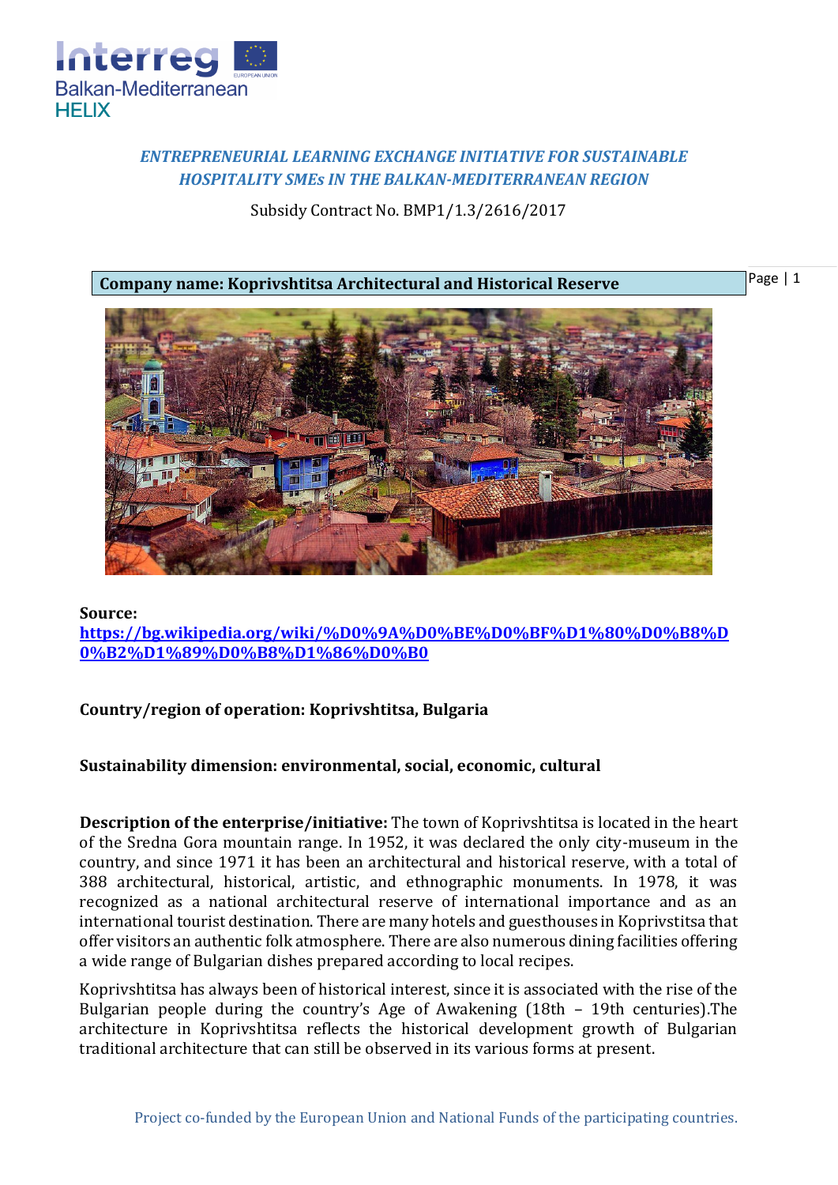*ENTREPRENEURIAL LEARNING EXCHANGE INITIATIVE FOR SUSTAINABLE HOSPITALITY SMEs IN THE BALKAN-MEDITERRANEAN REGION*

Subsidy Contract No. BMP1/1.3/2616/2017

**Company name: Koprivshtitsa Architectural and Historical Reserve**

**Source:**
**https://bg.wikipedia.org/wiki/%D0%9A%D0%BE%D0%BF%D1%80%D0%B8%D0%B2%D1%89%D0%B8%D1%86%D0%B0**

**Country/region of operation: Koprivshtitsa, Bulgaria**

**Sustainability dimension: environmental, social, economic, cultural**

**Description of the enterprise/initiative:** The town of Koprivshtitsa is located in the heart of the Sredna Gora mountain range. In 1952, it was declared the only city-museum in the country, and since 1971 it has been an architectural and historical reserve, with a total of 388 architectural, historical, artistic, and ethnographic monuments. In 1978, it was recognized as a national architectural reserve of international importance and as an international tourist destination. There are many hotels and guesthouses in Koprivstitsa that offer visitors an authentic folk atmosphere. There are also numerous dining facilities offering a wide range of Bulgarian dishes prepared according to local recipes.

Koprivshtitsa has always been of historical interest, since it is associated with the rise of the Bulgarian people during the country's Age of Awakening (18th – 19th centuries).The architecture in Koprivshtitsa reflects the historical development growth of Bulgarian traditional architecture that can still be observed in its various forms at present.

Project co-funded by the European Union and National Funds of the participating countries.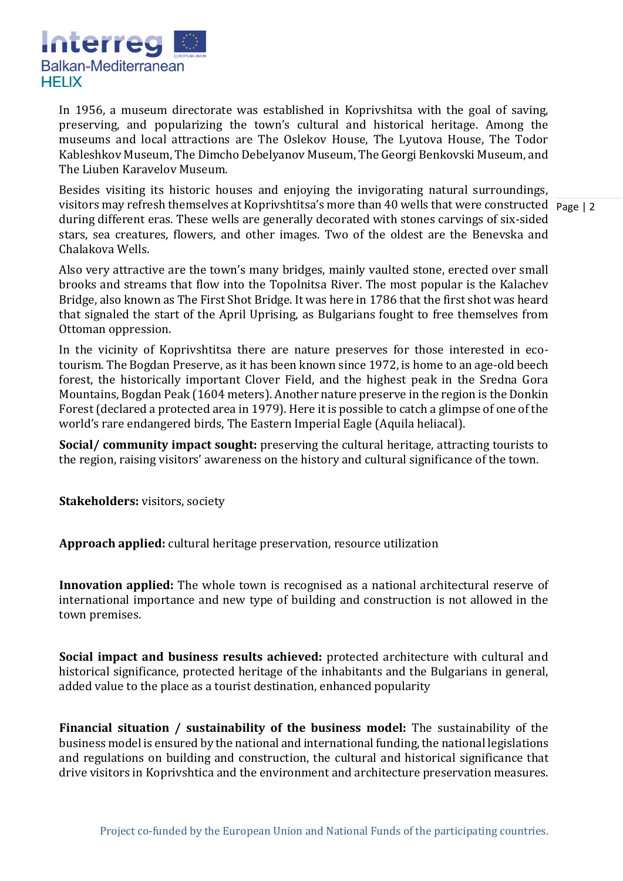In 1956, a museum directorate was established in Koprivshitsa with the goal of saving, preserving, and popularizing the town's cultural and historical heritage. Among the museums and local attractions are The Oslekov House, The Lyutova House, The Todor Kableshkov Museum, The Dimcho Debelyanov Museum, The Georgi Benkovski Museum, and The Liuben Karavelov Museum.

Besides visiting its historic houses and enjoying the invigorating natural surroundings, visitors may refresh themselves at Koprivshtitsa's more than 40 wells that were constructed during different eras. These wells are generally decorated with stones carvings of six-sided stars, sea creatures, flowers, and other images. Two of the oldest are the Benevska and Chalakova Wells.

Also very attractive are the town's many bridges, mainly vaulted stone, erected over small brooks and streams that flow into the Topolnitsa River. The most popular is the Kalachev Bridge, also known as The First Shot Bridge. It was here in 1786 that the first shot was heard that signaled the start of the April Uprising, as Bulgarians fought to free themselves from Ottoman oppression.

In the vicinity of Koprivshtitsa there are nature preserves for those interested in eco-tourism. The Bogdan Preserve, as it has been known since 1972, is home to an age-old beech forest, the historically important Clover Field, and the highest peak in the Sredna Gora Mountains, Bogdan Peak (1604 meters). Another nature preserve in the region is the Donkin Forest (declared a protected area in 1979). Here it is possible to catch a glimpse of one of the world's rare endangered birds, The Eastern Imperial Eagle (Aquila heliacal).

**Social/ community impact sought:** preserving the cultural heritage, attracting tourists to the region, raising visitors' awareness on the history and cultural significance of the town.

**Stakeholders:** visitors, society

**Approach applied:** cultural heritage preservation, resource utilization

**Innovation applied:** The whole town is recognised as a national architectural reserve of international importance and new type of building and construction is not allowed in the town premises.

**Social impact and business results achieved:** protected architecture with cultural and historical significance, protected heritage of the inhabitants and the Bulgarians in general, added value to the place as a tourist destination, enhanced popularity

**Financial situation / sustainability of the business model:** The sustainability of the business model is ensured by the national and international funding, the national legislations and regulations on building and construction, the cultural and historical significance that drive visitors in Koprivshtica and the environment and architecture preservation measures.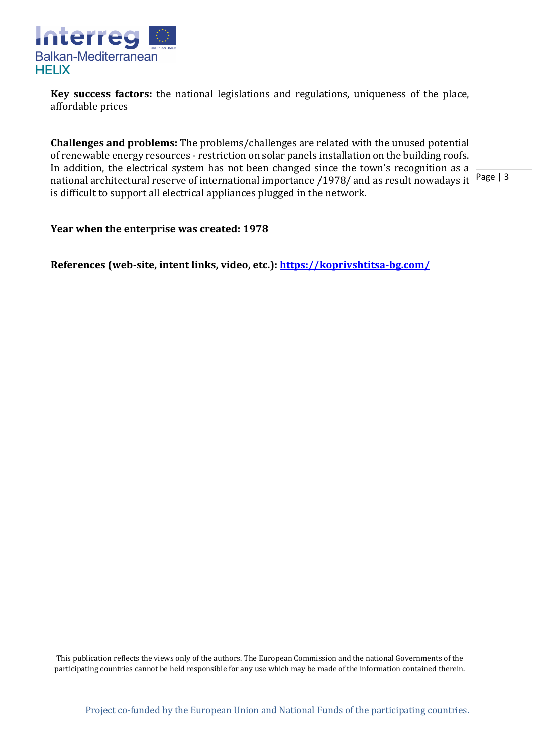**Key success factors:** the national legislations and regulations, uniqueness of the place, affordable prices

**Challenges and problems:** The problems/challenges are related with the unused potential of renewable energy resources - restriction on solar panels installation on the building roofs. In addition, the electrical system has not been changed since the town's recognition as a national architectural reserve of international importance /1978/ and as result nowadays it is difficult to support all electrical appliances plugged in the network.

**Year when the enterprise was created: 1978**

**References (web-site, intent links, video, etc.): [https://koprivshtitsa-bg.com/](https://koprivshtitsa-bg.com/)**

This publication reflects the views only of the authors. The European Commission and the national Governments of the participating countries cannot be held responsible for any use which may be made of the information contained therein.

Project co-funded by the European Union and National Funds of the participating countries.